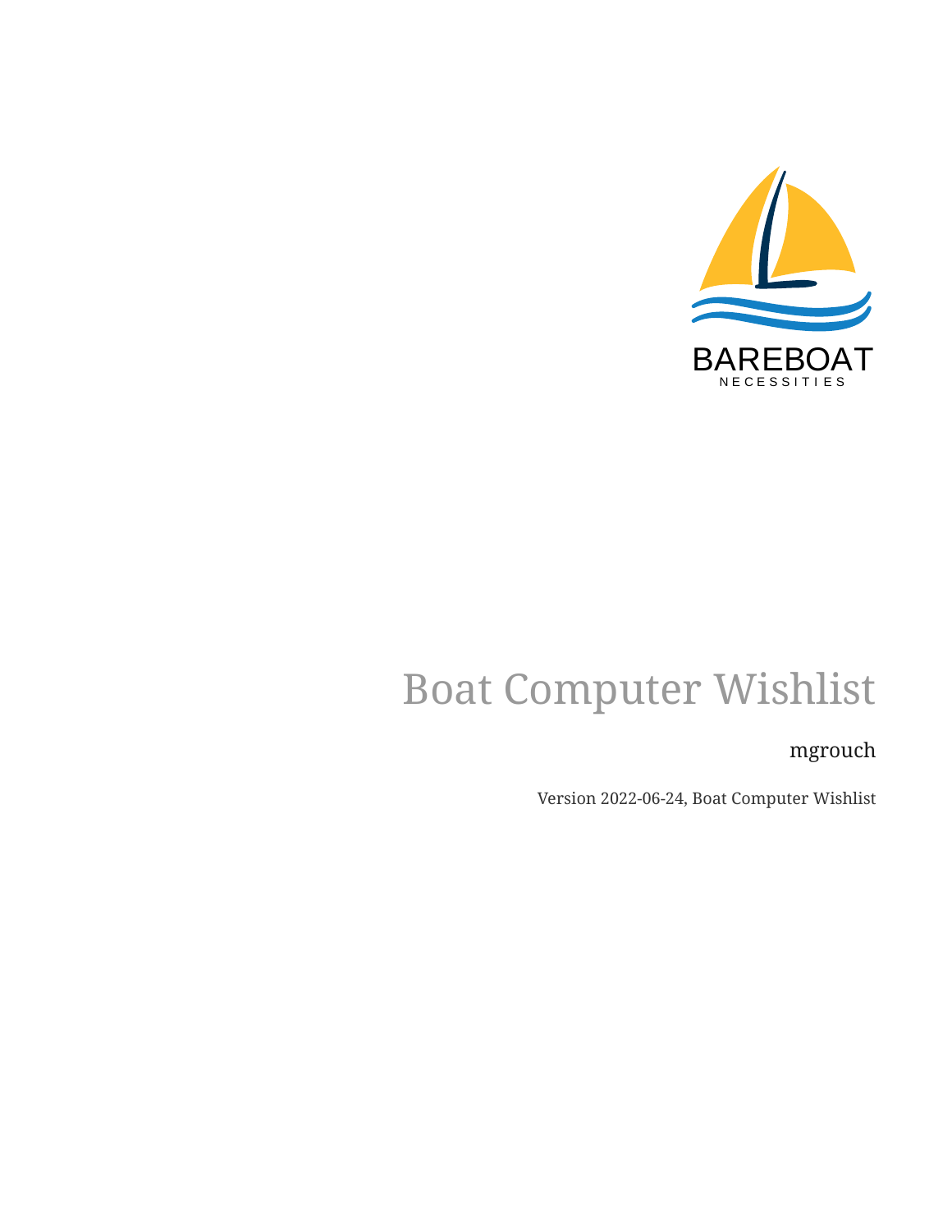BAREBOAT
NECESSITIES

# Boat Computer Wishlist

mgrouch

Version 2022-06-24, Boat Computer Wishlist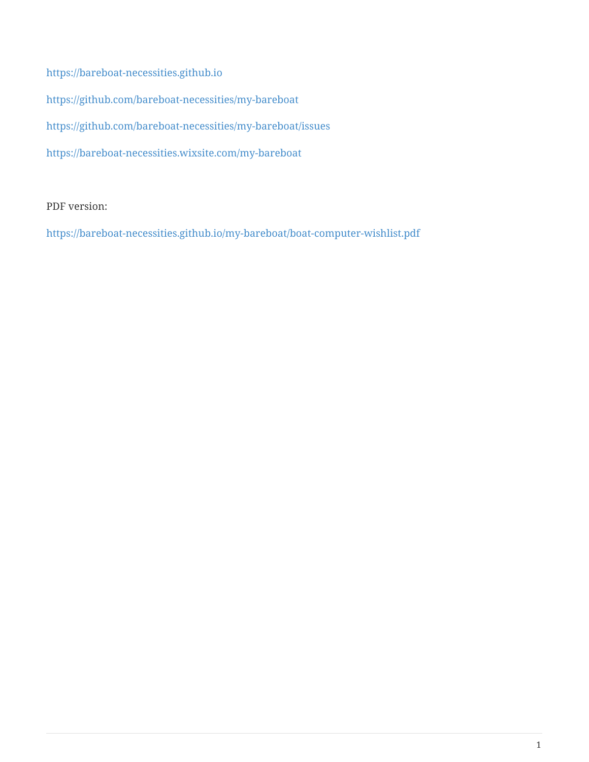https://bareboat-necessities.github.io

https://github.com/bareboat-necessities/my-bareboat

https://github.com/bareboat-necessities/my-bareboat/issues

https://bareboat-necessities.wixsite.com/my-bareboat

PDF version:

https://bareboat-necessities.github.io/my-bareboat/boat-computer-wishlist.pdf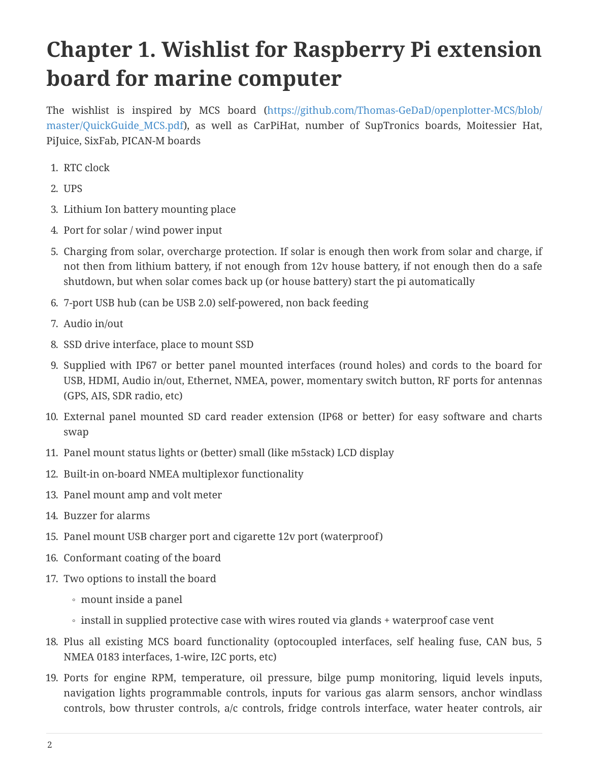# Chapter 1. Wishlist for Raspberry Pi extension board for marine computer

The wishlist is inspired by MCS board (https://github.com/Thomas-GeDaD/openplotter-MCS/blob/master/QuickGuide_MCS.pdf), as well as CarPiHat, number of SupTronics boards, Moitessier Hat, PiJuice, SixFab, PICAN-M boards

1. RTC clock
2. UPS
3. Lithium Ion battery mounting place
4. Port for solar / wind power input
5. Charging from solar, overcharge protection. If solar is enough then work from solar and charge, if not then from lithium battery, if not enough from 12v house battery, if not enough then do a safe shutdown, but when solar comes back up (or house battery) start the pi automatically
6. 7-port USB hub (can be USB 2.0) self-powered, non back feeding
7. Audio in/out
8. SSD drive interface, place to mount SSD
9. Supplied with IP67 or better panel mounted interfaces (round holes) and cords to the board for USB, HDMI, Audio in/out, Ethernet, NMEA, power, momentary switch button, RF ports for antennas (GPS, AIS, SDR radio, etc)
10. External panel mounted SD card reader extension (IP68 or better) for easy software and charts swap
11. Panel mount status lights or (better) small (like m5stack) LCD display
12. Built-in on-board NMEA multiplexor functionality
13. Panel mount amp and volt meter
14. Buzzer for alarms
15. Panel mount USB charger port and cigarette 12v port (waterproof)
16. Conformant coating of the board
17. Two options to install the board
    - mount inside a panel
    - install in supplied protective case with wires routed via glands + waterproof case vent
18. Plus all existing MCS board functionality (optocoupled interfaces, self healing fuse, CAN bus, 5 NMEA 0183 interfaces, 1-wire, I2C ports, etc)
19. Ports for engine RPM, temperature, oil pressure, bilge pump monitoring, liquid levels inputs, navigation lights programmable controls, inputs for various gas alarm sensors, anchor windlass controls, bow thruster controls, a/c controls, fridge controls interface, water heater controls, air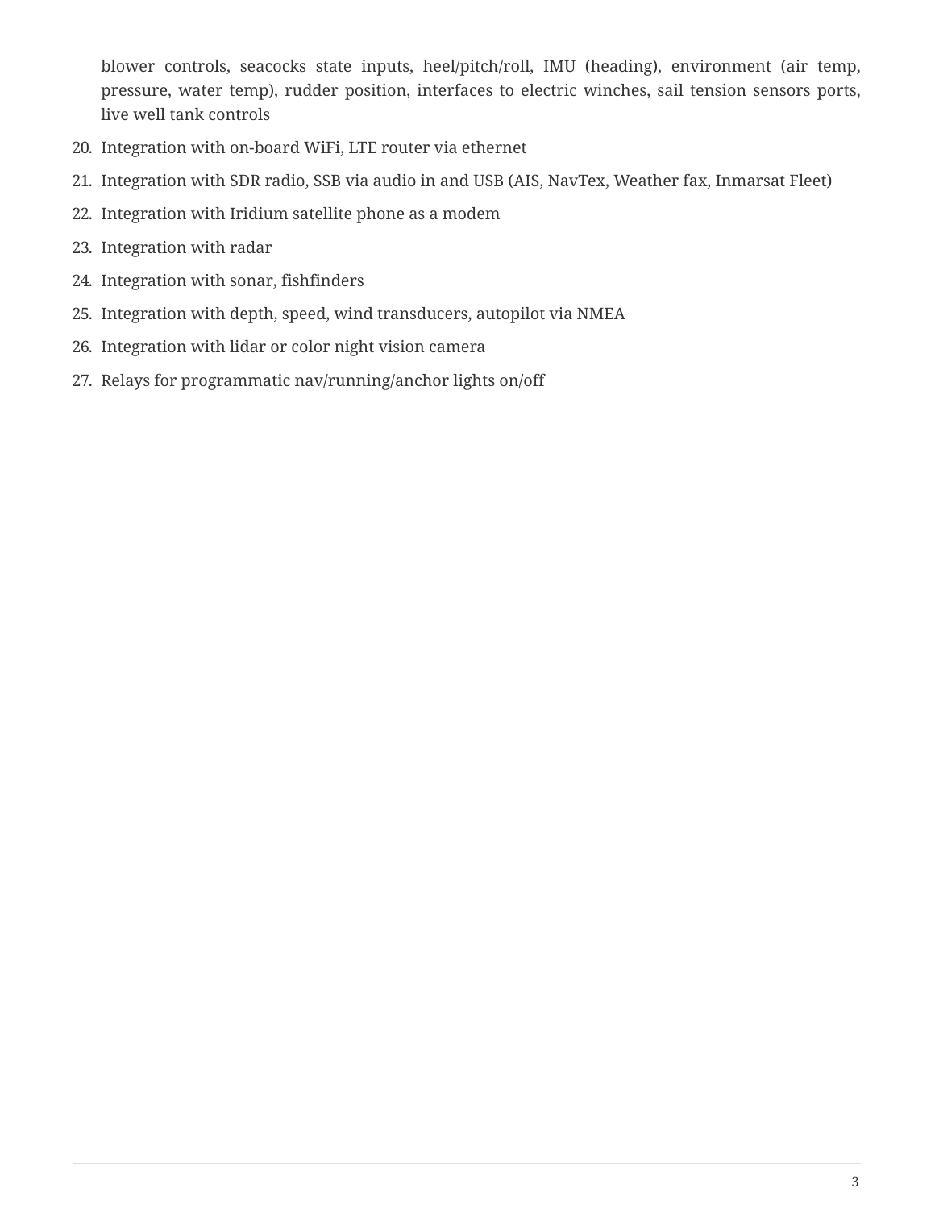blower controls, seacocks state inputs, heel/pitch/roll, IMU (heading), environment (air temp, pressure, water temp), rudder position, interfaces to electric winches, sail tension sensors ports, live well tank controls

20. Integration with on-board WiFi, LTE router via ethernet
21. Integration with SDR radio, SSB via audio in and USB (AIS, NavTex, Weather fax, Inmarsat Fleet)
22. Integration with Iridium satellite phone as a modem
23. Integration with radar
24. Integration with sonar, fishfinders
25. Integration with depth, speed, wind transducers, autopilot via NMEA
26. Integration with lidar or color night vision camera
27. Relays for programmatic nav/running/anchor lights on/off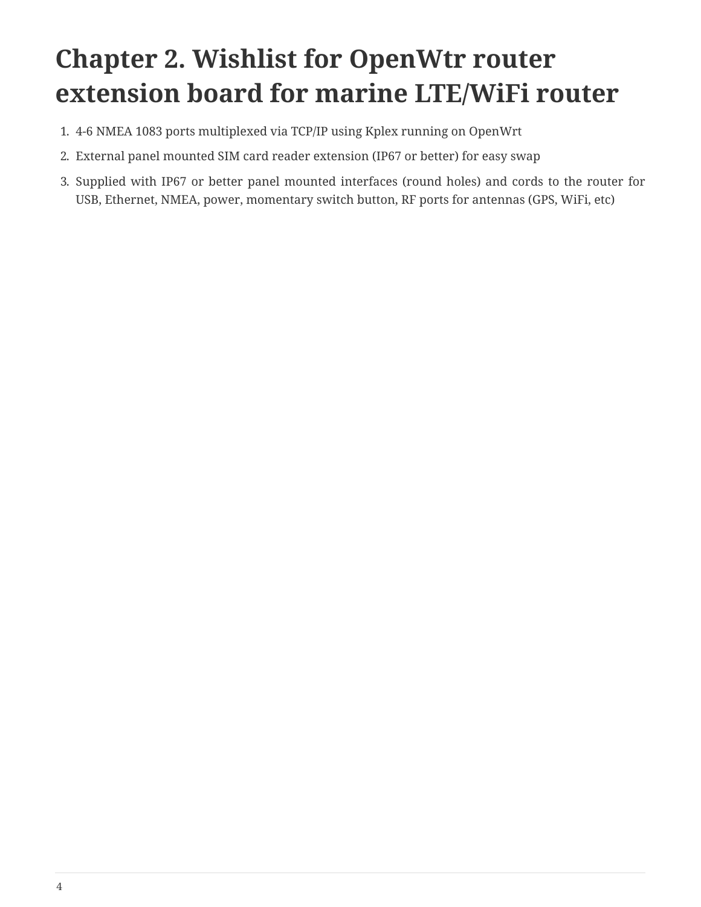# Chapter 2. Wishlist for OpenWtr router extension board for marine LTE/WiFi router

1. 4-6 NMEA 1083 ports multiplexed via TCP/IP using Kplex running on OpenWrt
2. External panel mounted SIM card reader extension (IP67 or better) for easy swap
3. Supplied with IP67 or better panel mounted interfaces (round holes) and cords to the router for USB, Ethernet, NMEA, power, momentary switch button, RF ports for antennas (GPS, WiFi, etc)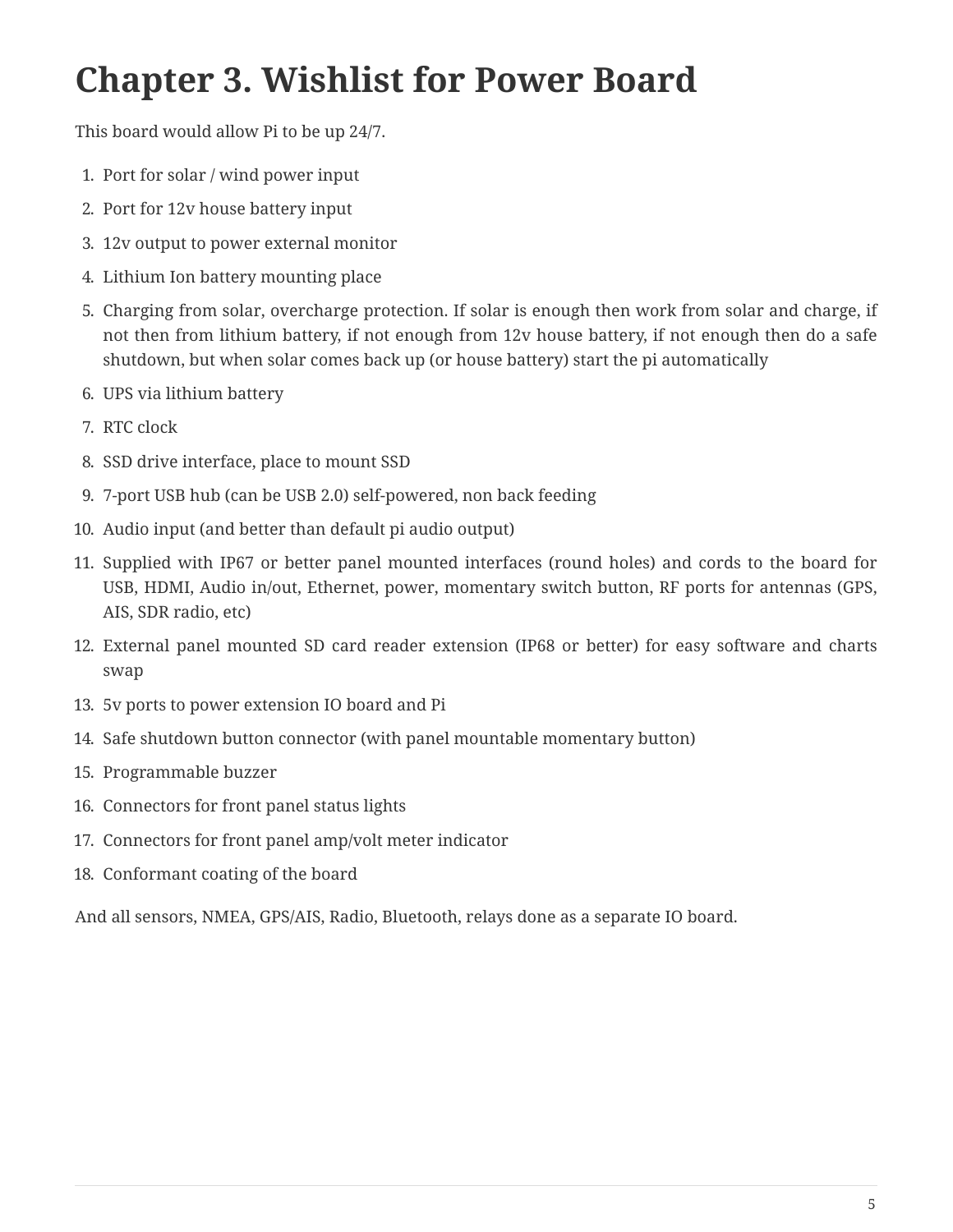# Chapter 3. Wishlist for Power Board

This board would allow Pi to be up 24/7.

1. Port for solar / wind power input
2. Port for 12v house battery input
3. 12v output to power external monitor
4. Lithium Ion battery mounting place
5. Charging from solar, overcharge protection. If solar is enough then work from solar and charge, if not then from lithium battery, if not enough from 12v house battery, if not enough then do a safe shutdown, but when solar comes back up (or house battery) start the pi automatically
6. UPS via lithium battery
7. RTC clock
8. SSD drive interface, place to mount SSD
9. 7-port USB hub (can be USB 2.0) self-powered, non back feeding
10. Audio input (and better than default pi audio output)
11. Supplied with IP67 or better panel mounted interfaces (round holes) and cords to the board for USB, HDMI, Audio in/out, Ethernet, power, momentary switch button, RF ports for antennas (GPS, AIS, SDR radio, etc)
12. External panel mounted SD card reader extension (IP68 or better) for easy software and charts swap
13. 5v ports to power extension IO board and Pi
14. Safe shutdown button connector (with panel mountable momentary button)
15. Programmable buzzer
16. Connectors for front panel status lights
17. Connectors for front panel amp/volt meter indicator
18. Conformant coating of the board

And all sensors, NMEA, GPS/AIS, Radio, Bluetooth, relays done as a separate IO board.